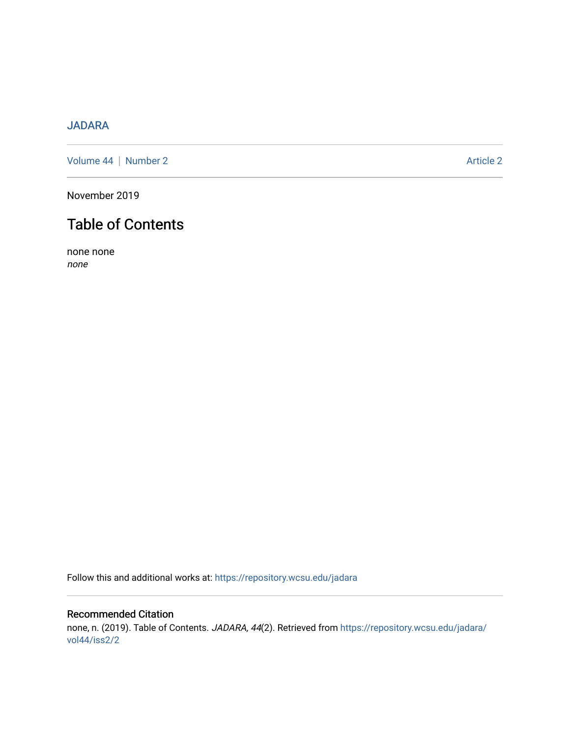JADARA

Volume 44 | Number 2 Article 2

November 2019

# Table of Contents

none none
*none*

Follow this and additional works at: https://repository.wcsu.edu/jadara

## Recommended Citation

none, n. (2019). Table of Contents. *JADARA, 44*(2). Retrieved from https://repository.wcsu.edu/jadara/vol44/iss2/2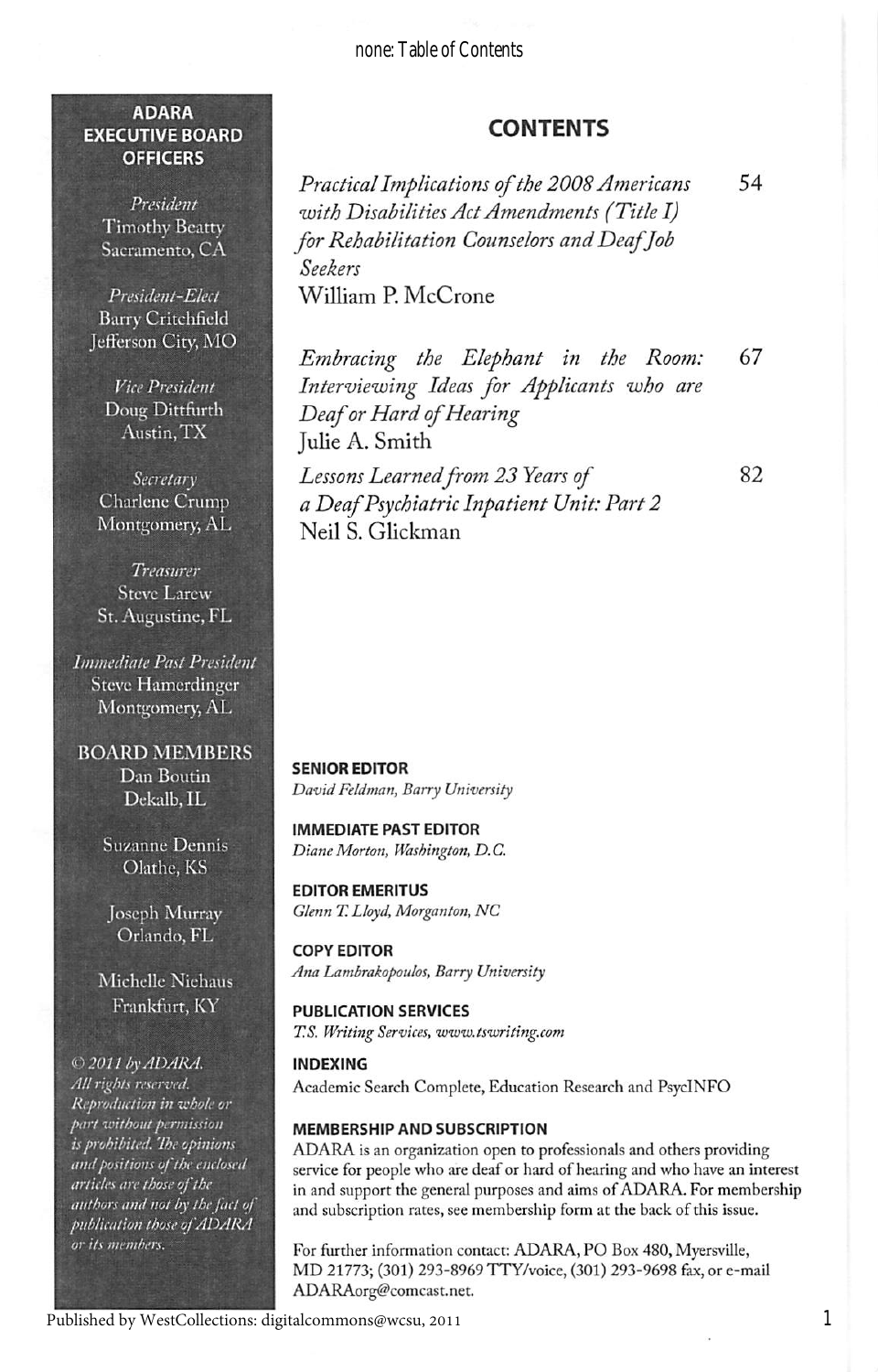## CONTENTS

| | |
|---|---|
| *Practical Implications of the 2008 Americans with Disabilities Act Amendments (Title I) for Rehabilitation Counselors and Deaf Job Seekers*<br>William P. McCrone | 54 |
| *Embracing the Elephant in the Room: Interviewing Ideas for Applicants who are Deaf or Hard of Hearing*<br>Julie A. Smith | 67 |
| *Lessons Learned from 23 Years of a Deaf Psychiatric Inpatient Unit: Part 2*<br>Neil S. Glickman | 82 |

### ADARA EXECUTIVE BOARD OFFICERS

*President*
Timothy Beatty
Sacramento, CA

*President-Elect*
Barry Critchfield
Jefferson City, MO

*Vice President*
Doug Dittfurth
Austin, TX

*Secretary*
Charlene Crump
Montgomery, AL

*Treasurer*
Steve Larew
St. Augustine, FL

*Immediate Past President*
Steve Hamerdinger
Montgomery, AL

### BOARD MEMBERS

Dan Boutin
Dekalb, IL

Suzanne Dennis
Olathe, KS

Joseph Murray
Orlando, FL

Michelle Niehaus
Frankfurt, KY

*© 2011 by ADARA. All rights reserved. Reproduction in whole or part without permission is prohibited. The opinions and positions of the enclosed articles are those of the authors and not by the fact of publication those of ADARA or its members.*

**SENIOR EDITOR**
*David Feldman, Barry University*

**IMMEDIATE PAST EDITOR**
*Diane Morton, Washington, D.C.*

**EDITOR EMERITUS**
*Glenn T. Lloyd, Morganton, NC*

**COPY EDITOR**
*Ana Lambrakopoulos, Barry University*

**PUBLICATION SERVICES**
*T.S. Writing Services, www.tswriting.com*

**INDEXING**
Academic Search Complete, Education Research and PsycINFO

**MEMBERSHIP AND SUBSCRIPTION**
ADARA is an organization open to professionals and others providing service for people who are deaf or hard of hearing and who have an interest in and support the general purposes and aims of ADARA. For membership and subscription rates, see membership form at the back of this issue.

For further information contact: ADARA, PO Box 480, Myersville, MD 21773; (301) 293-8969 TTY/voice, (301) 293-9698 fax, or e-mail ADARAorg@comcast.net.